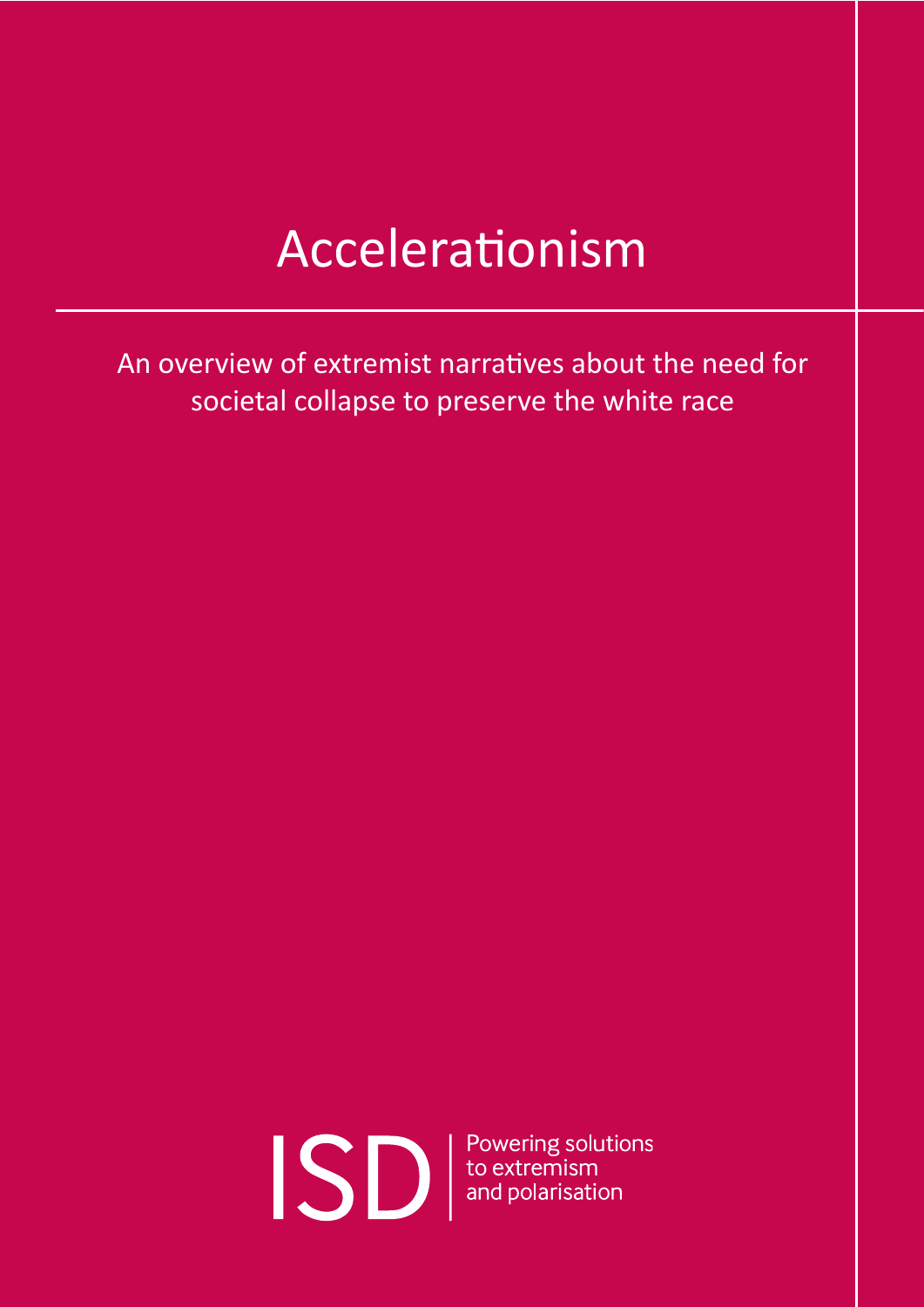# Accelerationism

An overview of extremist narratives about the need for societal collapse to preserve the white race

ISD | Powering solutions to extremism and polarisation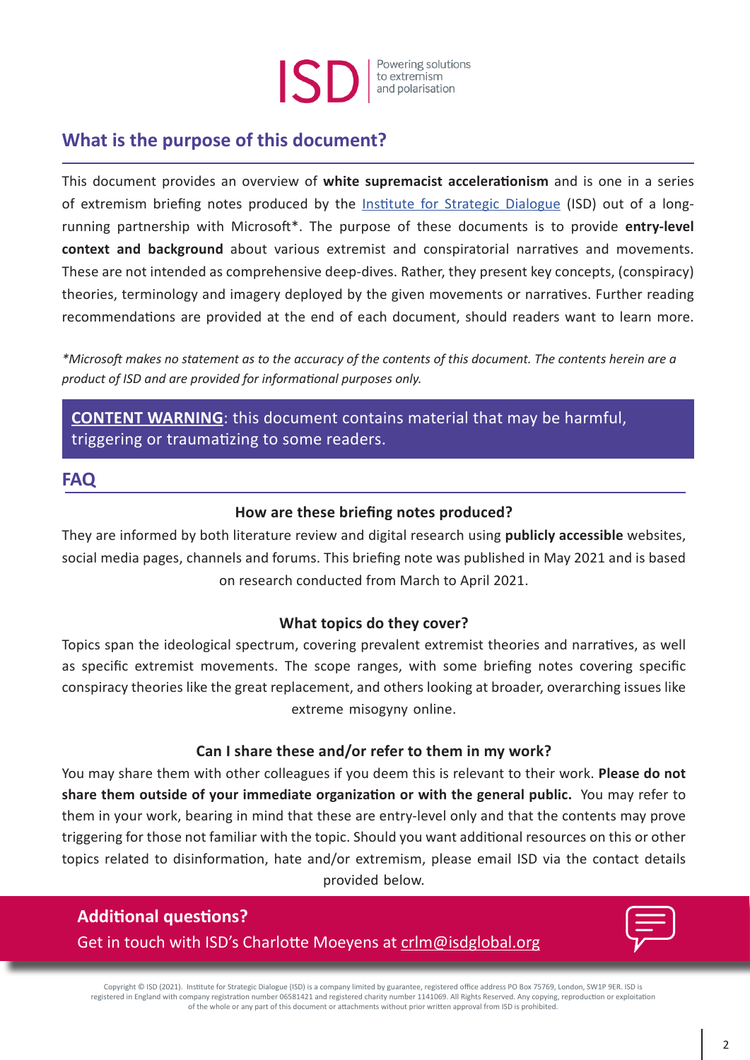ISD | Powering solutions to extremism and polarisation

## What is the purpose of this document?

This document provides an overview of **white supremacist accelerationism** and is one in a series of extremism briefing notes produced by the [Institute for Strategic Dialogue](https://www.isdglobal.org) (ISD) out of a long-running partnership with Microsoft*. The purpose of these documents is to provide **entry-level context and background** about various extremist and conspiratorial narratives and movements. These are not intended as comprehensive deep-dives. Rather, they present key concepts, (conspiracy) theories, terminology and imagery deployed by the given movements or narratives. Further reading recommendations are provided at the end of each document, should readers want to learn more.

*\*Microsoft makes no statement as to the accuracy of the contents of this document. The contents herein are a product of ISD and are provided for informational purposes only.*

**CONTENT WARNING**: this document contains material that may be harmful, triggering or traumatizing to some readers.

## FAQ

### How are these briefing notes produced?

They are informed by both literature review and digital research using **publicly accessible** websites, social media pages, channels and forums. This briefing note was published in May 2021 and is based on research conducted from March to April 2021.

### What topics do they cover?

Topics span the ideological spectrum, covering prevalent extremist theories and narratives, as well as specific extremist movements. The scope ranges, with some briefing notes covering specific conspiracy theories like the great replacement, and others looking at broader, overarching issues like extreme misogyny online.

### Can I share these and/or refer to them in my work?

You may share them with other colleagues if you deem this is relevant to their work. **Please do not share them outside of your immediate organization or with the general public.** You may refer to them in your work, bearing in mind that these are entry-level only and that the contents may prove triggering for those not familiar with the topic. Should you want additional resources on this or other topics related to disinformation, hate and/or extremism, please email ISD via the contact details provided below.

**Additional questions?**

Get in touch with ISD's Charlotte Moeyens at crlm@isdglobal.org

Copyright © ISD (2021). Institute for Strategic Dialogue (ISD) is a company limited by guarantee, registered office address PO Box 75769, London, SW1P 9ER. ISD is registered in England with company registration number 06581421 and registered charity number 1141069. All Rights Reserved. Any copying, reproduction or exploitation of the whole or any part of this document or attachments without prior written approval from ISD is prohibited.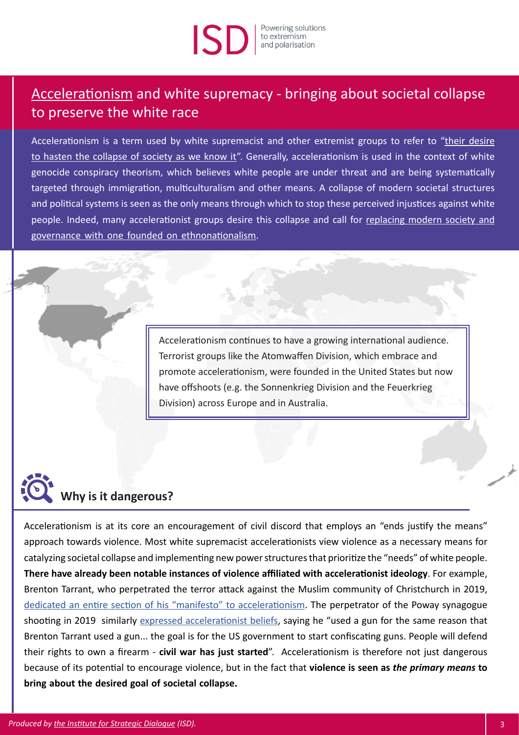# Accelerationism and white supremacy - bringing about societal collapse to preserve the white race

Accelerationism is a term used by white supremacist and other extremist groups to refer to "their desire to hasten the collapse of society as we know it". Generally, accelerationism is used in the context of white genocide conspiracy theorism, which believes white people are under threat and are being systematically targeted through immigration, multiculturalism and other means. A collapse of modern societal structures and political systems is seen as the only means through which to stop these perceived injustices against white people. Indeed, many accelerationist groups desire this collapse and call for replacing modern society and governance with one founded on ethnonationalism.

Accelerationism continues to have a growing international audience. Terrorist groups like the Atomwaffen Division, which embrace and promote accelerationism, were founded in the United States but now have offshoots (e.g. the Sonnenkrieg Division and the Feuerkrieg Division) across Europe and in Australia.

## Why is it dangerous?

Accelerationism is at its core an encouragement of civil discord that employs an "ends justify the means" approach towards violence. Most white supremacist accelerationists view violence as a necessary means for catalyzing societal collapse and implementing new power structures that prioritize the "needs" of white people. **There have already been notable instances of violence affiliated with accelerationist ideology**. For example, Brenton Tarrant, who perpetrated the terror attack against the Muslim community of Christchurch in 2019, dedicated an entire section of his "manifesto" to accelerationism. The perpetrator of the Poway synagogue shooting in 2019 similarly expressed accelerationist beliefs, saying he "used a gun for the same reason that Brenton Tarrant used a gun... the goal is for the US government to start confiscating guns. People will defend their rights to own a firearm - **civil war has just started**". Accelerationism is therefore not just dangerous because of its potential to encourage violence, but in the fact that **violence is seen as *the primary means* to bring about the desired goal of societal collapse.**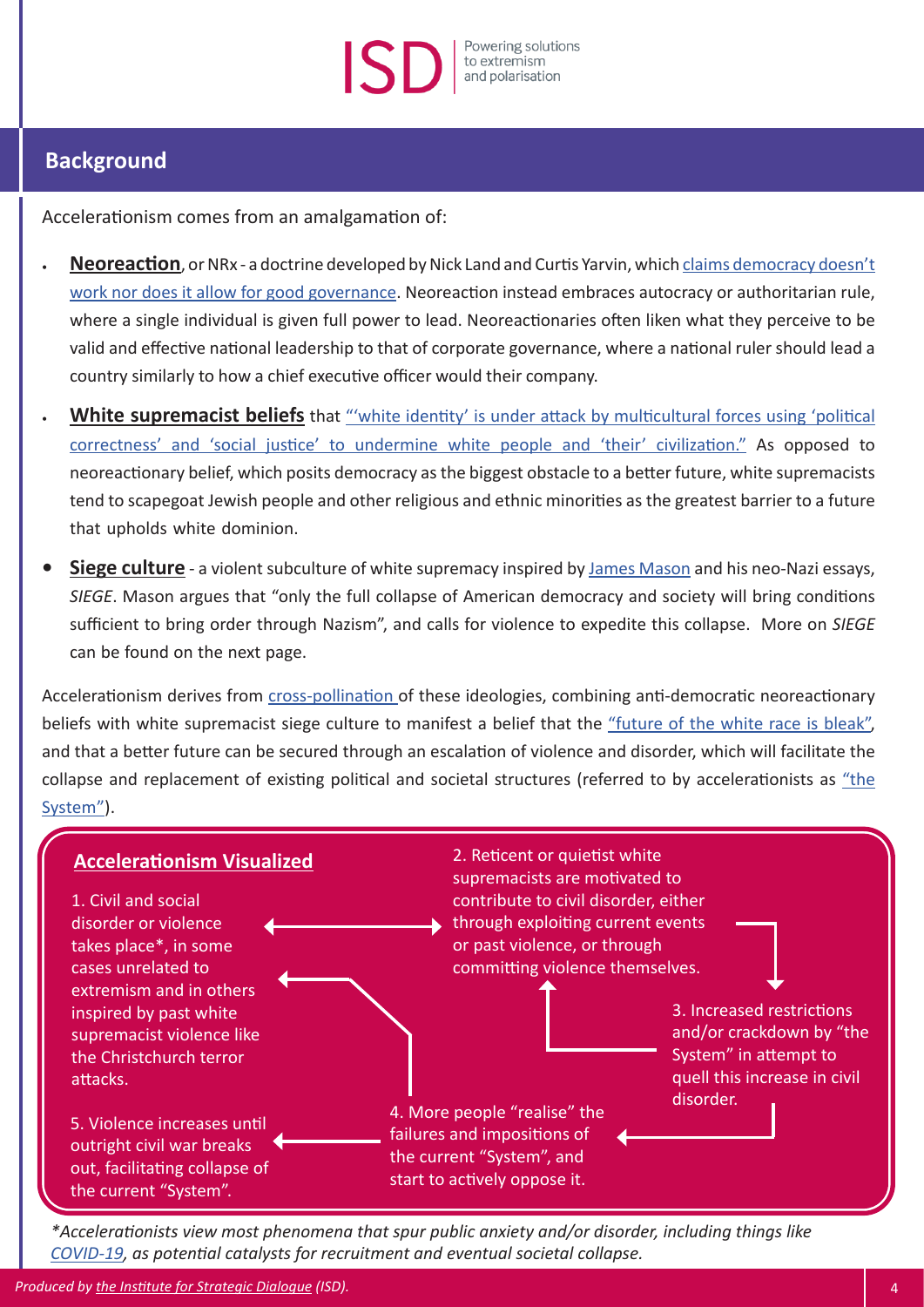## Background

Accelerationism comes from an amalgamation of:

- **Neoreaction**, or NRx - a doctrine developed by Nick Land and Curtis Yarvin, which claims democracy doesn't work nor does it allow for good governance. Neoreaction instead embraces autocracy or authoritarian rule, where a single individual is given full power to lead. Neoreactionaries often liken what they perceive to be valid and effective national leadership to that of corporate governance, where a national ruler should lead a country similarly to how a chief executive officer would their company.
- **White supremacist beliefs** that "'white identity' is under attack by multicultural forces using 'political correctness' and 'social justice' to undermine white people and 'their' civilization." As opposed to neoreactionary belief, which posits democracy as the biggest obstacle to a better future, white supremacists tend to scapegoat Jewish people and other religious and ethnic minorities as the greatest barrier to a future that upholds white dominion.
- **Siege culture** - a violent subculture of white supremacy inspired by James Mason and his neo-Nazi essays, *SIEGE*. Mason argues that "only the full collapse of American democracy and society will bring conditions sufficient to bring order through Nazism", and calls for violence to expedite this collapse. More on *SIEGE* can be found on the next page.

Accelerationism derives from cross-pollination of these ideologies, combining anti-democratic neoreactionary beliefs with white supremacist siege culture to manifest a belief that the "future of the white race is bleak", and that a better future can be secured through an escalation of violence and disorder, which will facilitate the collapse and replacement of existing political and societal structures (referred to by accelerationists as "the System").

### Accelerationism Visualized

1. Civil and social disorder or violence takes place*, in some cases unrelated to extremism and in others inspired by past white supremacist violence like the Christchurch terror attacks.
2. Reticent or quietist white supremacists are motivated to contribute to civil disorder, either through exploiting current events or past violence, or through committing violence themselves.
3. Increased restrictions and/or crackdown by "the System" in attempt to quell this increase in civil disorder.
4. More people "realise" the failures and impositions of the current "System", and start to actively oppose it.
5. Violence increases until outright civil war breaks out, facilitating collapse of the current "System".

*\*Accelerationists view most phenomena that spur public anxiety and/or disorder, including things like COVID-19, as potential catalysts for recruitment and eventual societal collapse.*

*Produced by the Institute for Strategic Dialogue (ISD).*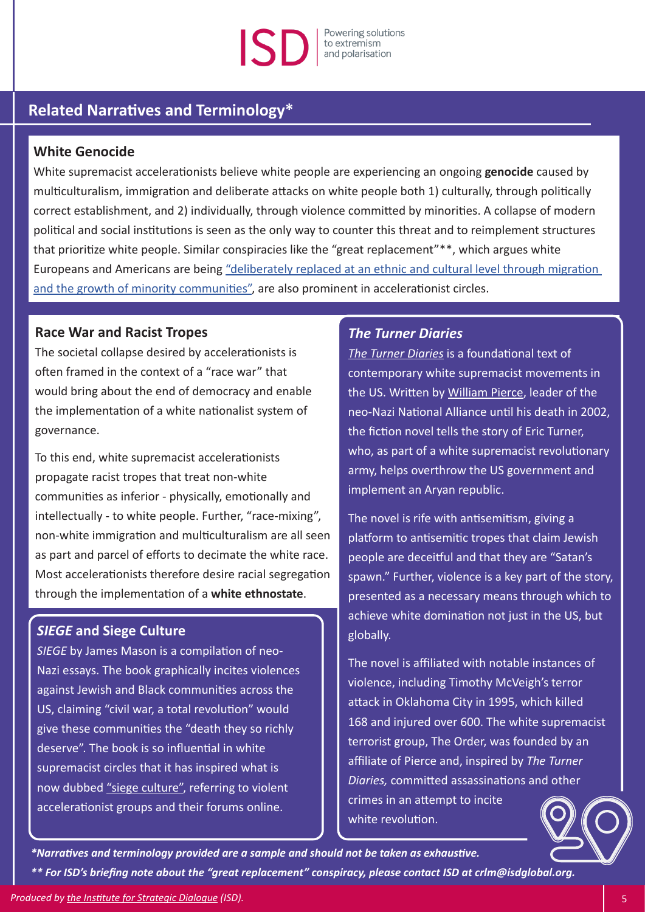## Related Narratives and Terminology*

### White Genocide

White supremacist accelerationists believe white people are experiencing an ongoing **genocide** caused by multiculturalism, immigration and deliberate attacks on white people both 1) culturally, through politically correct establishment, and 2) individually, through violence committed by minorities. A collapse of modern political and social institutions is seen as the only way to counter this threat and to reimplement structures that prioritize white people. Similar conspiracies like the "great replacement"**, which argues white Europeans and Americans are being "deliberately replaced at an ethnic and cultural level through migration and the growth of minority communities", are also prominent in accelerationist circles.

### Race War and Racist Tropes

The societal collapse desired by accelerationists is often framed in the context of a "race war" that would bring about the end of democracy and enable the implementation of a white nationalist system of governance.

To this end, white supremacist accelerationists propagate racist tropes that treat non-white communities as inferior - physically, emotionally and intellectually - to white people. Further, "race-mixing", non-white immigration and multiculturalism are all seen as part and parcel of efforts to decimate the white race. Most accelerationists therefore desire racial segregation through the implementation of a **white ethnostate**.

### *SIEGE* and Siege Culture

*SIEGE* by James Mason is a compilation of neo-Nazi essays. The book graphically incites violences against Jewish and Black communities across the US, claiming "civil war, a total revolution" would give these communities the "death they so richly deserve". The book is so influential in white supremacist circles that it has inspired what is now dubbed "siege culture", referring to violent accelerationist groups and their forums online.

### *The Turner Diaries*

*The Turner Diaries* is a foundational text of contemporary white supremacist movements in the US. Written by William Pierce, leader of the neo-Nazi National Alliance until his death in 2002, the fiction novel tells the story of Eric Turner, who, as part of a white supremacist revolutionary army, helps overthrow the US government and implement an Aryan republic.

The novel is rife with antisemitism, giving a platform to antisemitic tropes that claim Jewish people are deceitful and that they are "Satan's spawn." Further, violence is a key part of the story, presented as a necessary means through which to achieve white domination not just in the US, but globally.

The novel is affiliated with notable instances of violence, including Timothy McVeigh's terror attack in Oklahoma City in 1995, which killed 168 and injured over 600. The white supremacist terrorist group, The Order, was founded by an affiliate of Pierce and, inspired by *The Turner Diaries,* committed assassinations and other crimes in an attempt to incite white revolution.

***Narratives and terminology provided are a sample and should not be taken as exhaustive.***

***** For ISD's briefing note about the "great replacement" conspiracy, please contact ISD at crlm@isdglobal.org.***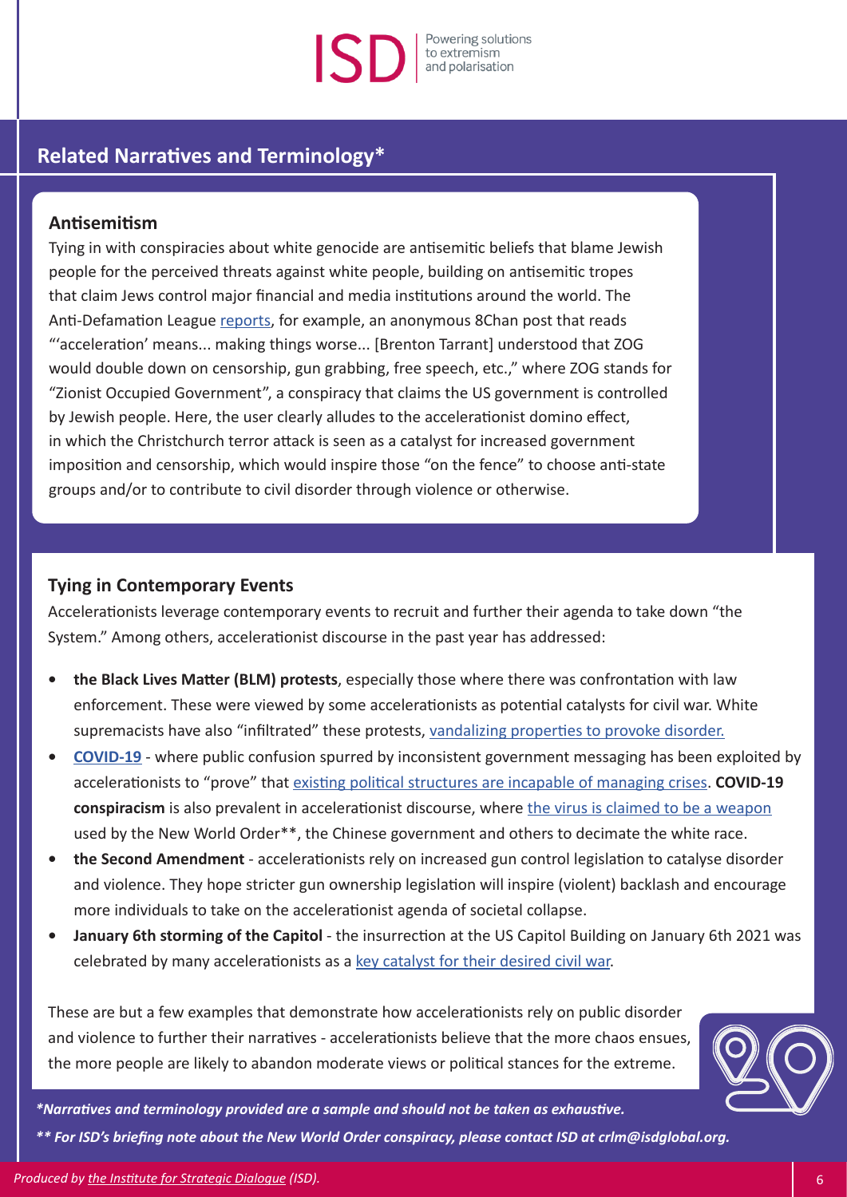## Related Narratives and Terminology*

### Antisemitism

Tying in with conspiracies about white genocide are antisemitic beliefs that blame Jewish people for the perceived threats against white people, building on antisemitic tropes that claim Jews control major financial and media institutions around the world. The Anti-Defamation League [reports](), for example, an anonymous 8Chan post that reads "'acceleration' means... making things worse... [Brenton Tarrant] understood that ZOG would double down on censorship, gun grabbing, free speech, etc.," where ZOG stands for "Zionist Occupied Government", a conspiracy that claims the US government is controlled by Jewish people. Here, the user clearly alludes to the accelerationist domino effect, in which the Christchurch terror attack is seen as a catalyst for increased government imposition and censorship, which would inspire those "on the fence" to choose anti-state groups and/or to contribute to civil disorder through violence or otherwise.

### Tying in Contemporary Events

Accelerationists leverage contemporary events to recruit and further their agenda to take down "the System." Among others, accelerationist discourse in the past year has addressed:

- **the Black Lives Matter (BLM) protests**, especially those where there was confrontation with law enforcement. These were viewed by some accelerationists as potential catalysts for civil war. White supremacists have also "infiltrated" these protests, [vandalizing properties to provoke disorder.]()
- **[COVID-19]()** - where public confusion spurred by inconsistent government messaging has been exploited by accelerationists to "prove" that [existing political structures are incapable of managing crises](). **COVID-19 conspiracism** is also prevalent in accelerationist discourse, where [the virus is claimed to be a weapon]() used by the New World Order**, the Chinese government and others to decimate the white race.
- **the Second Amendment** - accelerationists rely on increased gun control legislation to catalyse disorder and violence. They hope stricter gun ownership legislation will inspire (violent) backlash and encourage more individuals to take on the accelerationist agenda of societal collapse.
- **January 6th storming of the Capitol** - the insurrection at the US Capitol Building on January 6th 2021 was celebrated by many accelerationists as a [key catalyst for their desired civil war]().

These are but a few examples that demonstrate how accelerationists rely on public disorder and violence to further their narratives - accelerationists believe that the more chaos ensues, the more people are likely to abandon moderate views or political stances for the extreme.

***Narratives and terminology provided are a sample and should not be taken as exhaustive.***

***** For ISD's briefing note about the New World Order conspiracy, please contact ISD at crlm@isdglobal.org.***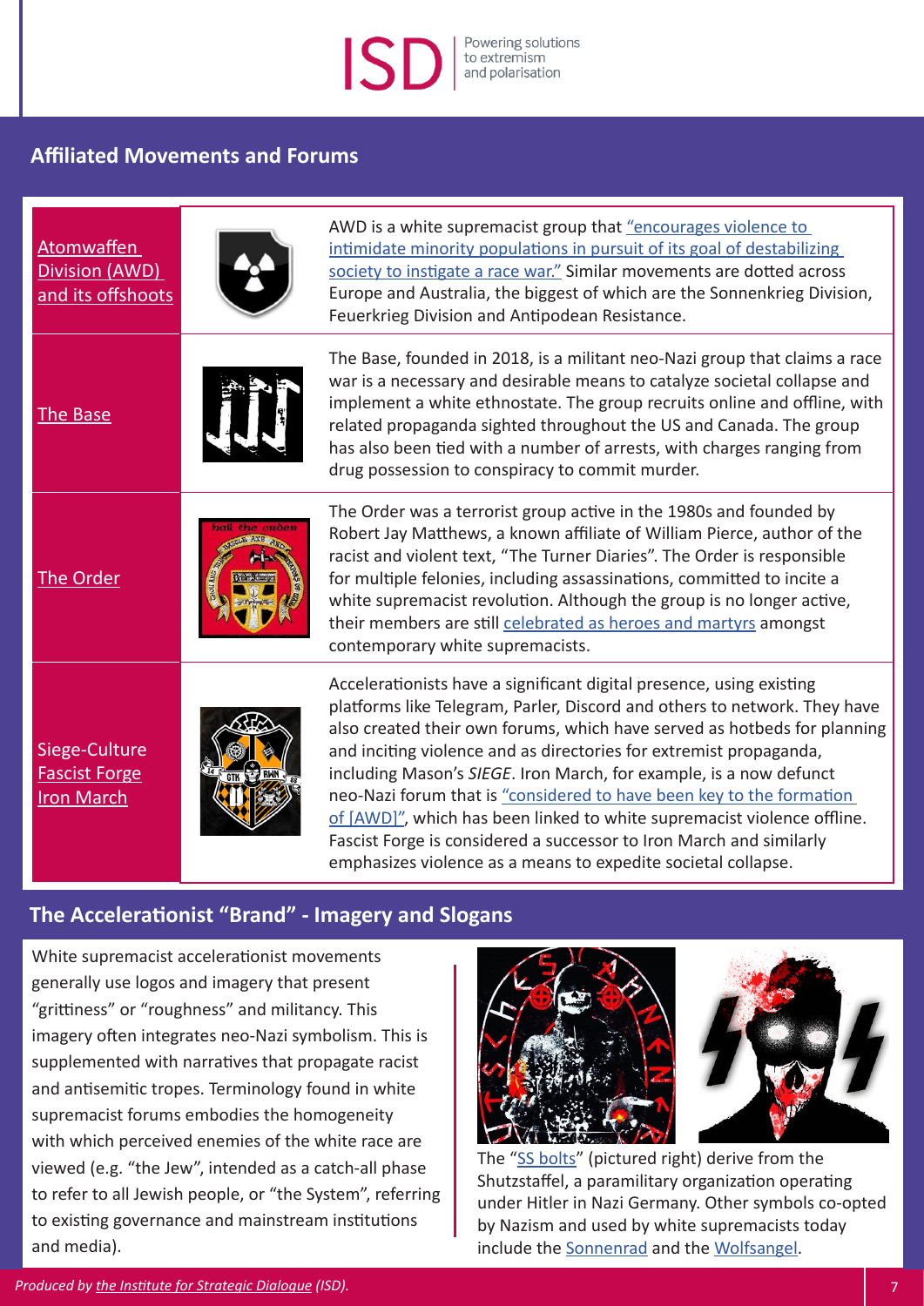## Affiliated Movements and Forums

| | |
|---|---|
| [Atomwaffen Division (AWD) and its offshoots] | AWD is a white supremacist group that ["encourages violence to intimidate minority populations in pursuit of its goal of destabilizing society to instigate a race war."] Similar movements are dotted across Europe and Australia, the biggest of which are the Sonnenkrieg Division, Feuerkrieg Division and Antipodean Resistance. |
| [The Base] | The Base, founded in 2018, is a militant neo-Nazi group that claims a race war is a necessary and desirable means to catalyze societal collapse and implement a white ethnostate. The group recruits online and offline, with related propaganda sighted throughout the US and Canada. The group has also been tied with a number of arrests, with charges ranging from drug possession to conspiracy to commit murder. |
| [The Order] | The Order was a terrorist group active in the 1980s and founded by Robert Jay Matthews, a known affiliate of William Pierce, author of the racist and violent text, "The Turner Diaries". The Order is responsible for multiple felonies, including assassinations, committed to incite a white supremacist revolution. Although the group is no longer active, their members are still [celebrated as heroes and martyrs] amongst contemporary white supremacists. |
| Siege-Culture [Fascist Forge] [Iron March] | Accelerationists have a significant digital presence, using existing platforms like Telegram, Parler, Discord and others to network. They have also created their own forums, which have served as hotbeds for planning and inciting violence and as directories for extremist propaganda, including Mason's *SIEGE*. Iron March, for example, is a now defunct neo-Nazi forum that is ["considered to have been key to the formation of [AWD]"], which has been linked to white supremacist violence offline. Fascist Forge is considered a successor to Iron March and similarly emphasizes violence as a means to expedite societal collapse. |

## The Accelerationist "Brand" - Imagery and Slogans

White supremacist accelerationist movements generally use logos and imagery that present "grittiness" or "roughness" and militancy. This imagery often integrates neo-Nazi symbolism. This is supplemented with narratives that propagate racist and antisemitic tropes. Terminology found in white supremacist forums embodies the homogeneity with which perceived enemies of the white race are viewed (e.g. "the Jew", intended as a catch-all phase to refer to all Jewish people, or "the System", referring to existing governance and mainstream institutions and media).

The "[SS bolts]" (pictured right) derive from the Shutzstaffel, a paramilitary organization operating under Hitler in Nazi Germany. Other symbols co-opted by Nazism and used by white supremacists today include the [Sonnenrad] and the [Wolfsangel].

*Produced by [the Institute for Strategic Dialogue] (ISD).*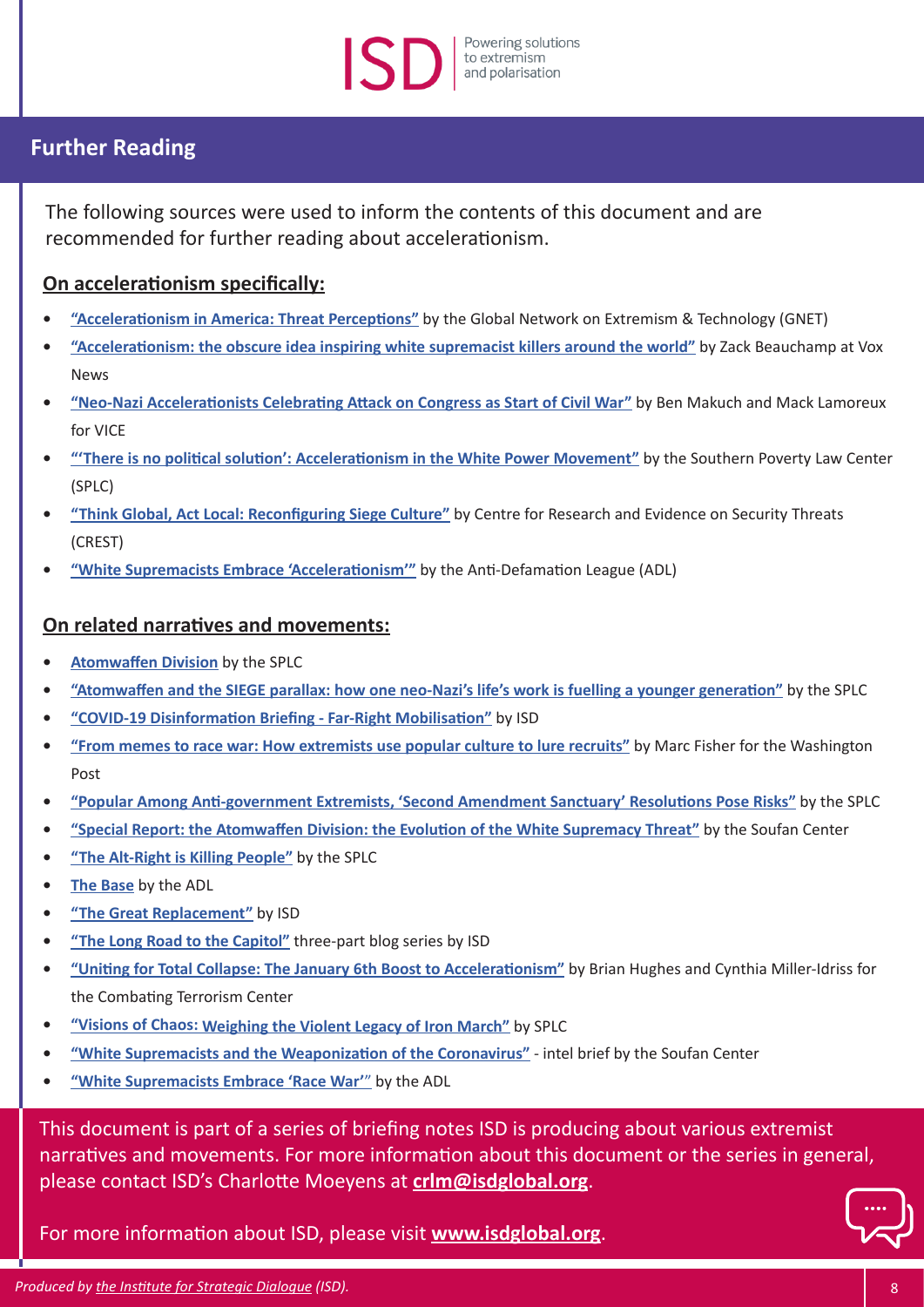## Further Reading

The following sources were used to inform the contents of this document and are recommended for further reading about accelerationism.

**On accelerationism specifically:**

- **"Accelerationism in America: Threat Perceptions"** by the Global Network on Extremism & Technology (GNET)
- **"Accelerationism: the obscure idea inspiring white supremacist killers around the world"** by Zack Beauchamp at Vox News
- **"Neo-Nazi Accelerationists Celebrating Attack on Congress as Start of Civil War"** by Ben Makuch and Mack Lamoreux for VICE
- **"'There is no political solution': Accelerationism in the White Power Movement"** by the Southern Poverty Law Center (SPLC)
- **"Think Global, Act Local: Reconfiguring Siege Culture"** by Centre for Research and Evidence on Security Threats (CREST)
- **"White Supremacists Embrace 'Accelerationism'"** by the Anti-Defamation League (ADL)

**On related narratives and movements:**

- **Atomwaffen Division** by the SPLC
- **"Atomwaffen and the SIEGE parallax: how one neo-Nazi's life's work is fuelling a younger generation"** by the SPLC
- **"COVID-19 Disinformation Briefing - Far-Right Mobilisation"** by ISD
- **"From memes to race war: How extremists use popular culture to lure recruits"** by Marc Fisher for the Washington Post
- **"Popular Among Anti-government Extremists, 'Second Amendment Sanctuary' Resolutions Pose Risks"** by the SPLC
- **"Special Report: the Atomwaffen Division: the Evolution of the White Supremacy Threat"** by the Soufan Center
- **"The Alt-Right is Killing People"** by the SPLC
- **The Base** by the ADL
- **"The Great Replacement"** by ISD
- **"The Long Road to the Capitol"** three-part blog series by ISD
- **"Uniting for Total Collapse: The January 6th Boost to Accelerationism"** by Brian Hughes and Cynthia Miller-Idriss for the Combating Terrorism Center
- **"Visions of Chaos: Weighing the Violent Legacy of Iron March"** by SPLC
- **"White Supremacists and the Weaponization of the Coronavirus"** - intel brief by the Soufan Center
- **"White Supremacists Embrace 'Race War'"** by the ADL

This document is part of a series of briefing notes ISD is producing about various extremist narratives and movements. For more information about this document or the series in general, please contact ISD's Charlotte Moeyens at **crlm@isdglobal.org**.

For more information about ISD, please visit **www.isdglobal.org**.